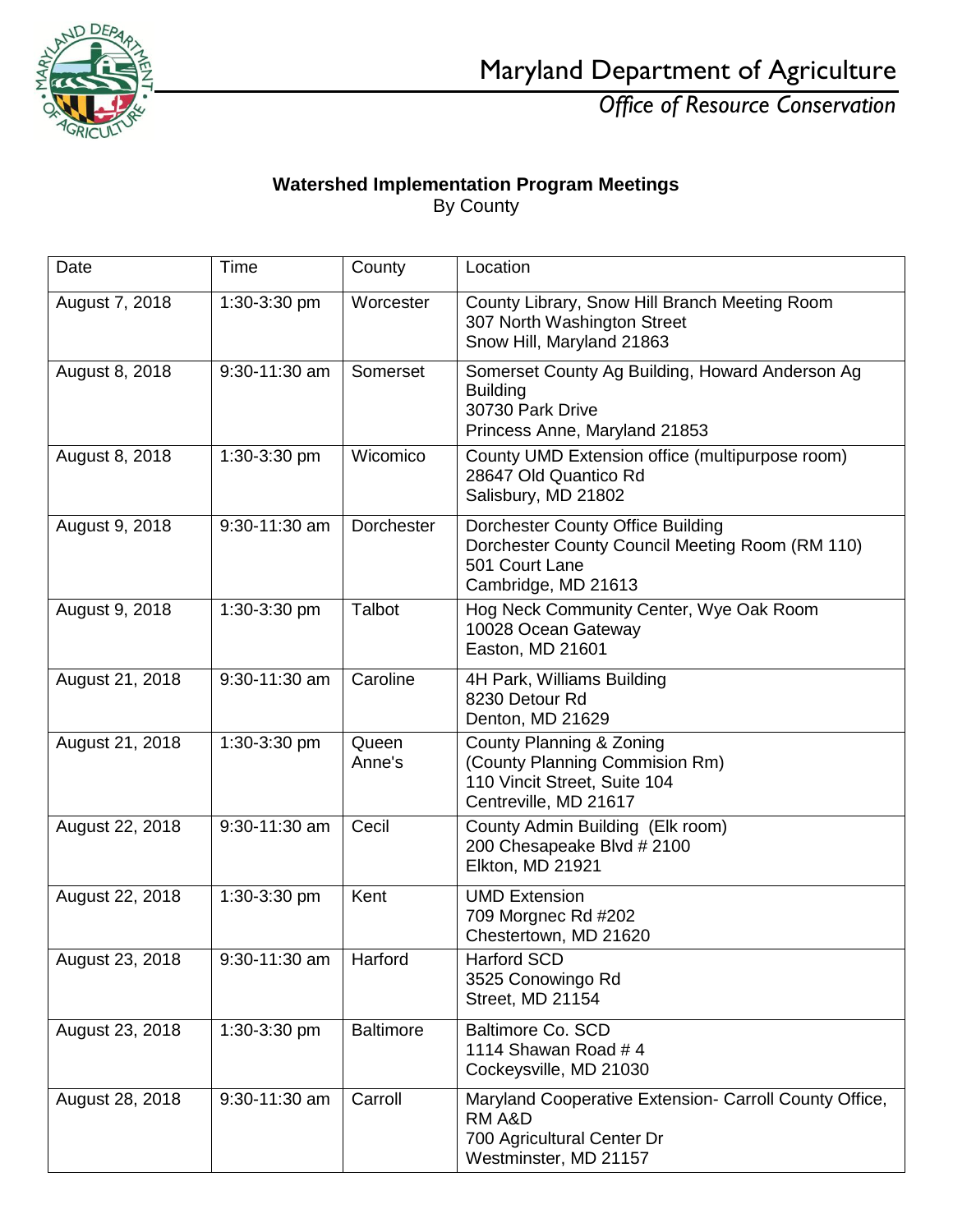Maryland Department of Agriculture

*Office of Resource Conservation*

**Watershed Implementation Program Meetings**
By County

| Date | Time | County | Location |
|---|---|---|---|
| August 7, 2018 | 1:30-3:30 pm | Worcester | County Library, Snow Hill Branch Meeting Room<br>307 North Washington Street<br>Snow Hill, Maryland 21863 |
| August 8, 2018 | 9:30-11:30 am | Somerset | Somerset County Ag Building, Howard Anderson Ag Building<br>30730 Park Drive<br>Princess Anne, Maryland 21853 |
| August 8, 2018 | 1:30-3:30 pm | Wicomico | County UMD Extension office (multipurpose room)<br>28647 Old Quantico Rd<br>Salisbury, MD 21802 |
| August 9, 2018 | 9:30-11:30 am | Dorchester | Dorchester County Office Building<br>Dorchester County Council Meeting Room (RM 110)<br>501 Court Lane<br>Cambridge, MD 21613 |
| August 9, 2018 | 1:30-3:30 pm | Talbot | Hog Neck Community Center, Wye Oak Room<br>10028 Ocean Gateway<br>Easton, MD 21601 |
| August 21, 2018 | 9:30-11:30 am | Caroline | 4H Park, Williams Building<br>8230 Detour Rd<br>Denton, MD 21629 |
| August 21, 2018 | 1:30-3:30 pm | Queen Anne's | County Planning & Zoning<br>(County Planning Commision Rm)<br>110 Vincit Street, Suite 104<br>Centreville, MD 21617 |
| August 22, 2018 | 9:30-11:30 am | Cecil | County Admin Building (Elk room)<br>200 Chesapeake Blvd # 2100<br>Elkton, MD 21921 |
| August 22, 2018 | 1:30-3:30 pm | Kent | UMD Extension<br>709 Morgnec Rd #202<br>Chestertown, MD 21620 |
| August 23, 2018 | 9:30-11:30 am | Harford | Harford SCD<br>3525 Conowingo Rd<br>Street, MD 21154 |
| August 23, 2018 | 1:30-3:30 pm | Baltimore | Baltimore Co. SCD<br>1114 Shawan Road # 4<br>Cockeysville, MD 21030 |
| August 28, 2018 | 9:30-11:30 am | Carroll | Maryland Cooperative Extension- Carroll County Office, RM A&D<br>700 Agricultural Center Dr<br>Westminster, MD 21157 |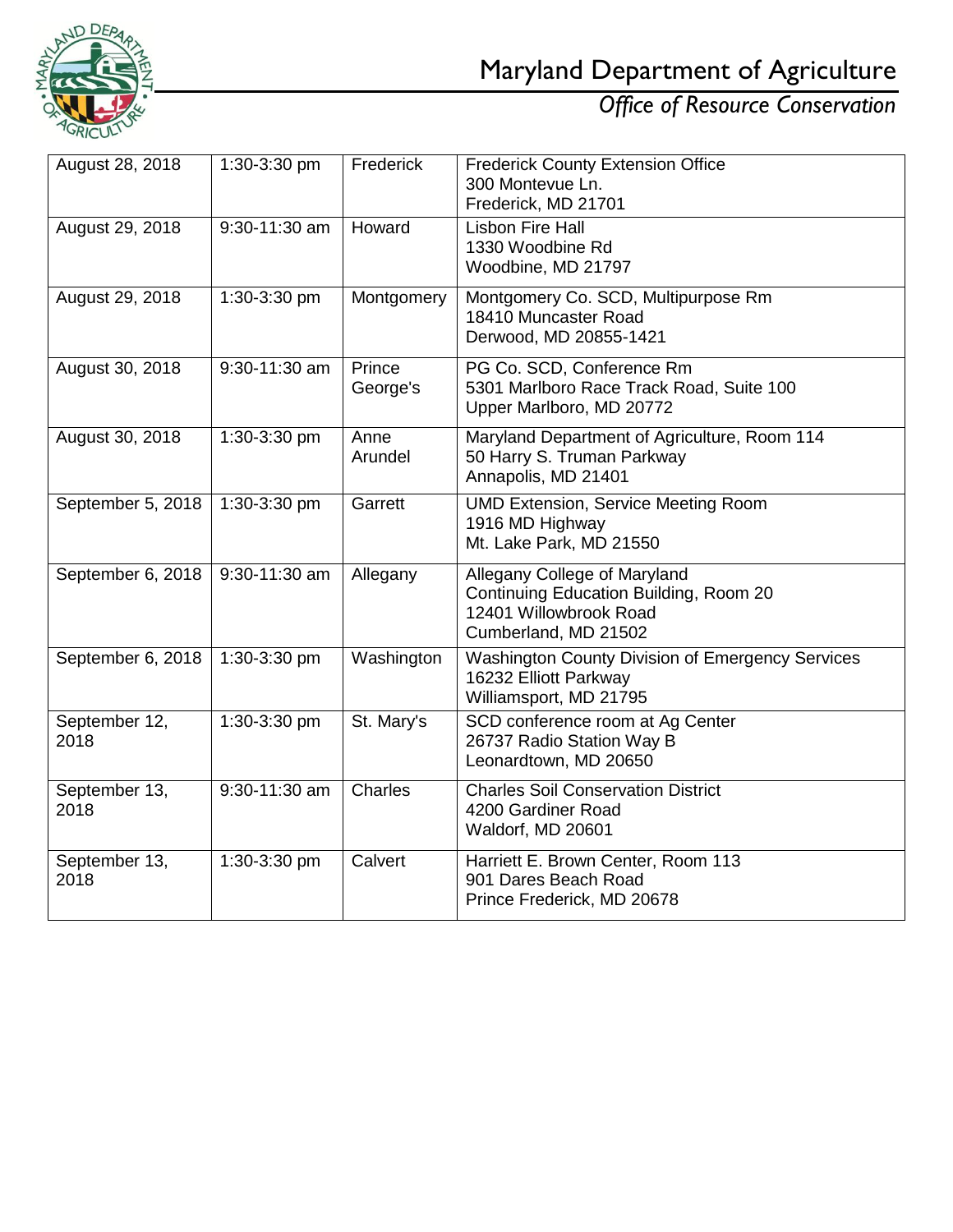# Maryland Department of Agriculture

*Office of Resource Conservation*

| | | | |
|---|---|---|---|
| August 28, 2018 | 1:30-3:30 pm | Frederick | Frederick County Extension Office<br>300 Montevue Ln.<br>Frederick, MD 21701 |
| August 29, 2018 | 9:30-11:30 am | Howard | Lisbon Fire Hall<br>1330 Woodbine Rd<br>Woodbine, MD 21797 |
| August 29, 2018 | 1:30-3:30 pm | Montgomery | Montgomery Co. SCD, Multipurpose Rm<br>18410 Muncaster Road<br>Derwood, MD 20855-1421 |
| August 30, 2018 | 9:30-11:30 am | Prince George's | PG Co. SCD, Conference Rm<br>5301 Marlboro Race Track Road, Suite 100<br>Upper Marlboro, MD 20772 |
| August 30, 2018 | 1:30-3:30 pm | Anne Arundel | Maryland Department of Agriculture, Room 114<br>50 Harry S. Truman Parkway<br>Annapolis, MD 21401 |
| September 5, 2018 | 1:30-3:30 pm | Garrett | UMD Extension, Service Meeting Room<br>1916 MD Highway<br>Mt. Lake Park, MD 21550 |
| September 6, 2018 | 9:30-11:30 am | Allegany | Allegany College of Maryland<br>Continuing Education Building, Room 20<br>12401 Willowbrook Road<br>Cumberland, MD 21502 |
| September 6, 2018 | 1:30-3:30 pm | Washington | Washington County Division of Emergency Services<br>16232 Elliott Parkway<br>Williamsport, MD 21795 |
| September 12, 2018 | 1:30-3:30 pm | St. Mary's | SCD conference room at Ag Center<br>26737 Radio Station Way B<br>Leonardtown, MD 20650 |
| September 13, 2018 | 9:30-11:30 am | Charles | Charles Soil Conservation District<br>4200 Gardiner Road<br>Waldorf, MD 20601 |
| September 13, 2018 | 1:30-3:30 pm | Calvert | Harriett E. Brown Center, Room 113<br>901 Dares Beach Road<br>Prince Frederick, MD 20678 |